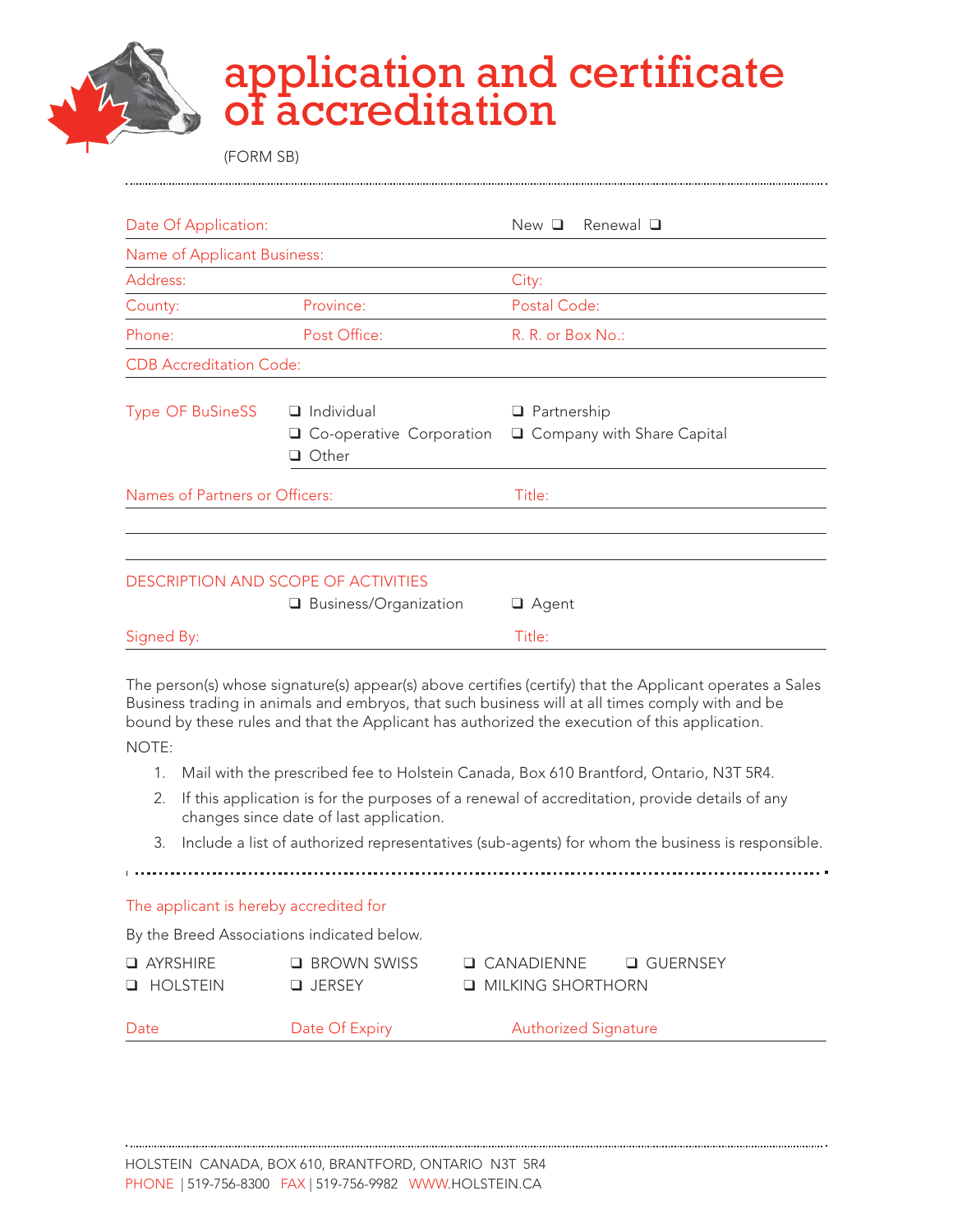# application and certificate of accreditation

(FORM SB)

Date Of Application: New ❑ Renewal ❑

Name of Applicant Business:

Address: City:

County: Province: Postal Code:

Phone: Post Office: R. R. or Box No.:

CDB Accreditation Code:

Type OF BuSineSS
- ❑ Individual
- ❑ Partnership
- ❑ Co-operative Corporation
- ❑ Company with Share Capital
- ❑ Other

Names of Partners or Officers: Title:

DESCRIPTION AND SCOPE OF ACTIVITIES
- ❑ Business/Organization
- ❑ Agent

Signed By: Title:

The person(s) whose signature(s) appear(s) above certifies (certify) that the Applicant operates a Sales Business trading in animals and embryos, that such business will at all times comply with and be bound by these rules and that the Applicant has authorized the execution of this application.

NOTE:

1. Mail with the prescribed fee to Holstein Canada, Box 610 Brantford, Ontario, N3T 5R4.
2. If this application is for the purposes of a renewal of accreditation, provide details of any changes since date of last application.
3. Include a list of authorized representatives (sub-agents) for whom the business is responsible.

The applicant is hereby accredited for

By the Breed Associations indicated below.

- ❑ AYRSHIRE
- ❑ BROWN SWISS
- ❑ CANADIENNE
- ❑ GUERNSEY
- ❑ HOLSTEIN
- ❑ JERSEY
- ❑ MILKING SHORTHORN

Date Date Of Expiry Authorized Signature

HOLSTEIN CANADA, BOX 610, BRANTFORD, ONTARIO N3T 5R4
PHONE | 519-756-8300 FAX | 519-756-9982 WWW.HOLSTEIN.CA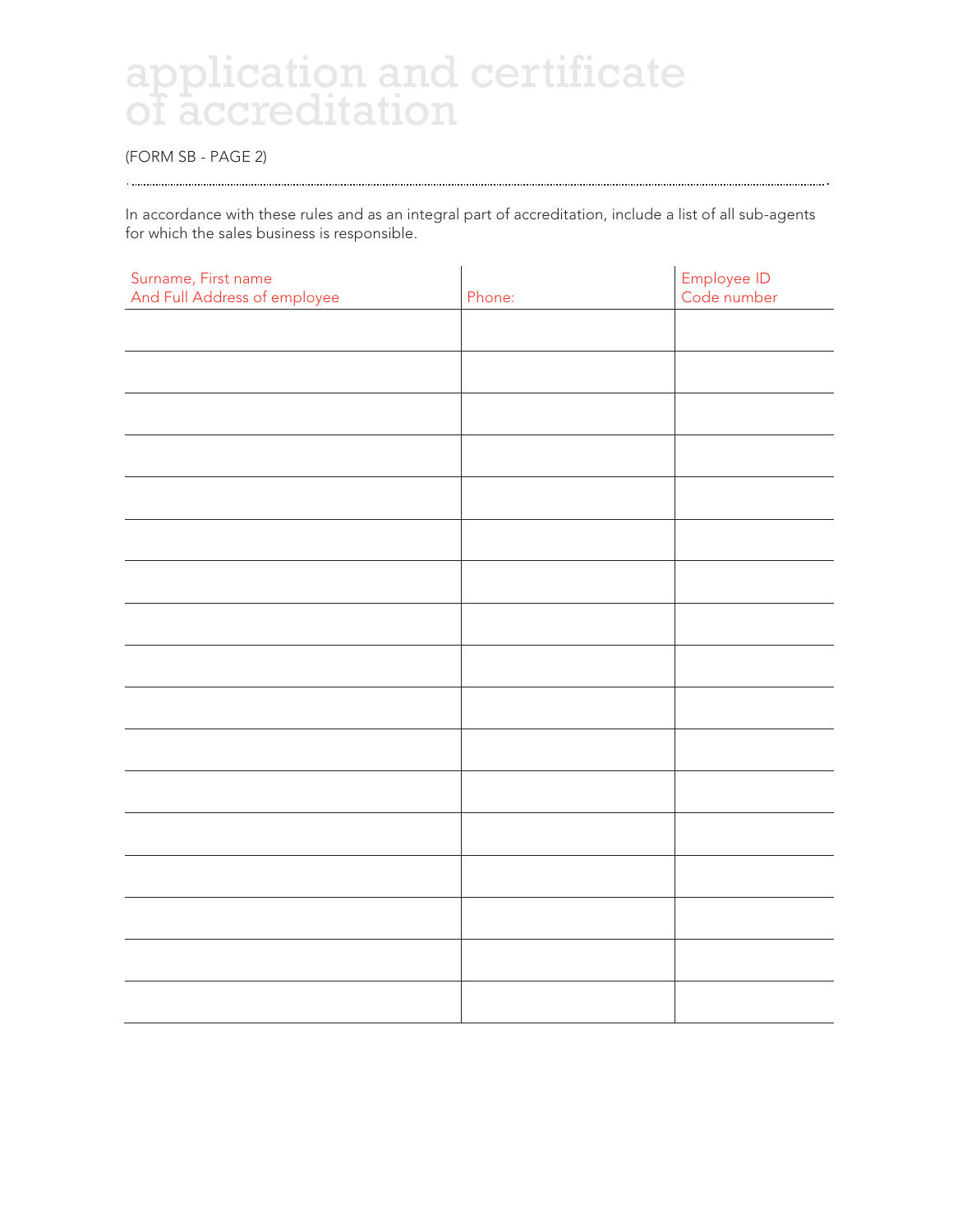# application and certificate of accreditation

(FORM SB - PAGE 2)

In accordance with these rules and as an integral part of accreditation, include a list of all sub-agents for which the sales business is responsible.

| Surname, First name<br>And Full Address of employee | Phone: | Employee ID<br>Code number |
|---|---|---|
| | | |
| | | |
| | | |
| | | |
| | | |
| | | |
| | | |
| | | |
| | | |
| | | |
| | | |
| | | |
| | | |
| | | |
| | | |
| | | |
| | | |